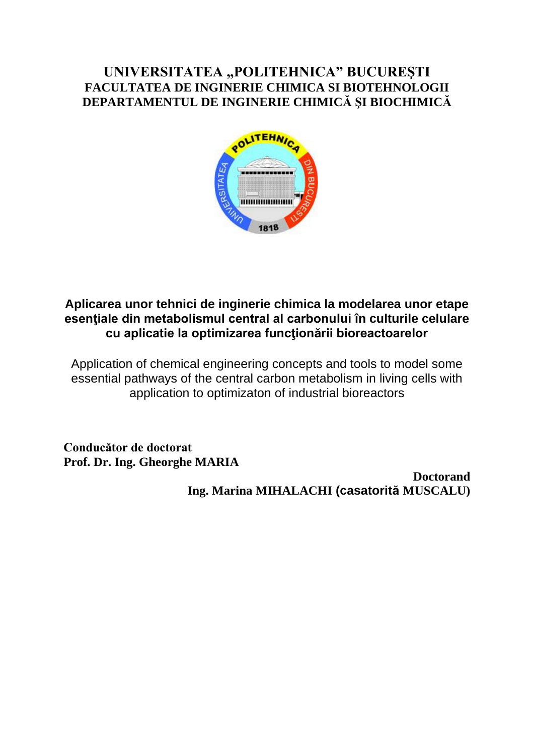# UNIVERSITATEA „POLITEHNICA" BUCUREŞTI
## FACULTATEA DE INGINERIE CHIMICA SI BIOTEHNOLOGII
## DEPARTAMENTUL DE INGINERIE CHIMICĂ ŞI BIOCHIMICĂ

**Aplicarea unor tehnici de inginerie chimica la modelarea unor etape esenţiale din metabolismul central al carbonului în culturile celulare cu aplicatie la optimizarea funcţionării bioreactoarelor**

Application of chemical engineering concepts and tools to model some essential pathways of the central carbon metabolism in living cells with application to optimizaton of industrial bioreactors

**Conducător de doctorat**
**Prof. Dr. Ing. Gheorghe MARIA**

**Doctorand**
**Ing. Marina MIHALACHI (casatorită MUSCALU)**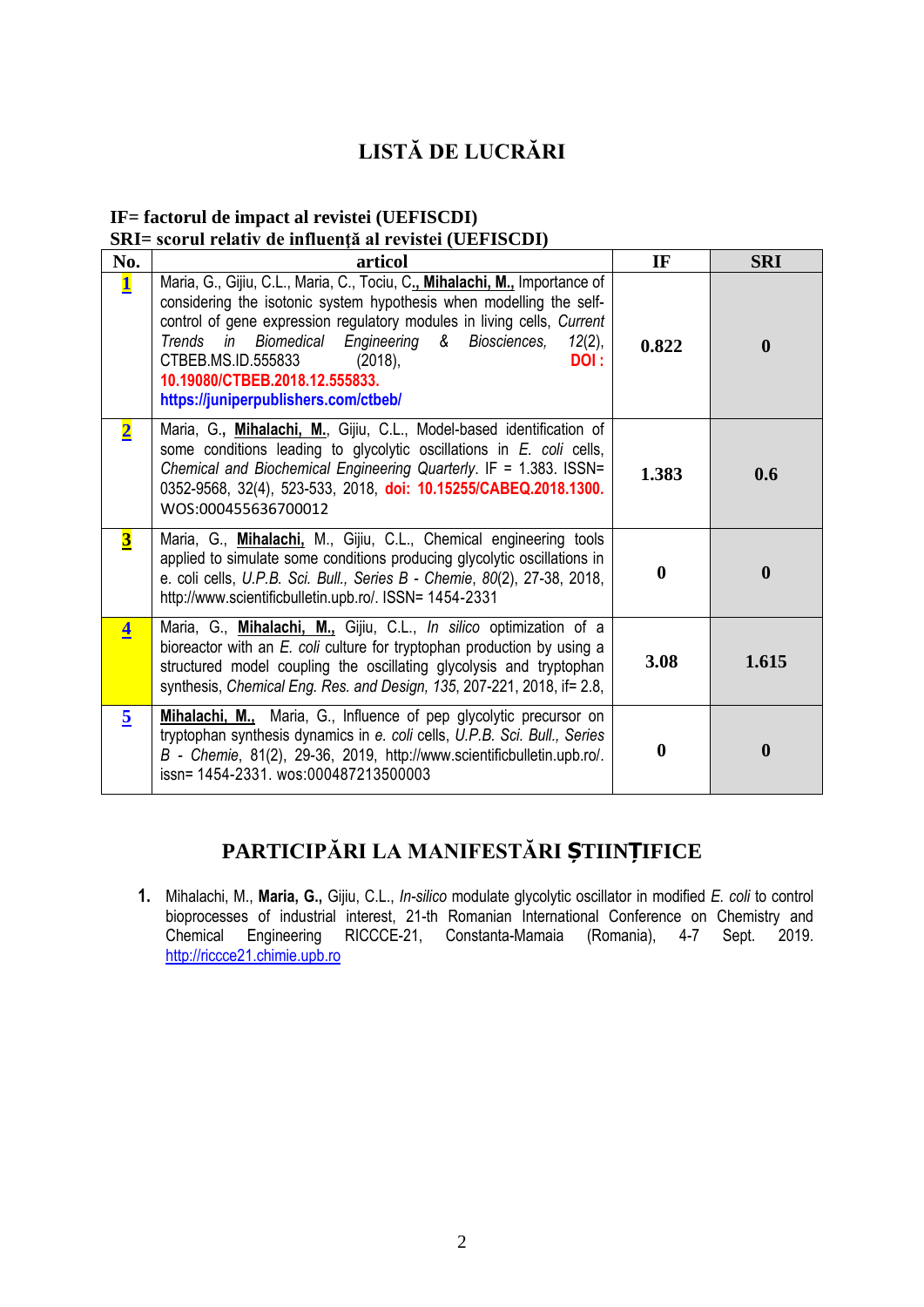# LISTĂ DE LUCRĂRI

**IF= factorul de impact al revistei (UEFISCDI)**
**SRI= scorul relativ de influență al revistei (UEFISCDI)**

| No. | articol | IF | SRI |
|---|---|---|---|
| 1 | Maria, G., Gijiu, C.L., Maria, C., Tociu, C., **Mihalachi, M.,** Importance of considering the isotonic system hypothesis when modelling the self-control of gene expression regulatory modules in living cells, *Current Trends in Biomedical Engineering & Biosciences*, 12(2), CTBEB.MS.ID.555833 (2018), **DOI : 10.19080/CTBEB.2018.12.555833.** **https://juniperpublishers.com/ctbeb/** | **0.822** | **0** |
| 2 | Maria, G., **Mihalachi, M.**, Gijiu, C.L., Model-based identification of some conditions leading to glycolytic oscillations in *E. coli* cells, *Chemical and Biochemical Engineering Quarterly*. IF = 1.383. ISSN= 0352-9568, 32(4), 523-533, 2018, **doi: 10.15255/CABEQ.2018.1300.** WOS:000455636700012 | **1.383** | **0.6** |
| 3 | Maria, G., **Mihalachi,** M., Gijiu, C.L., Chemical engineering tools applied to simulate some conditions producing glycolytic oscillations in e. coli cells, *U.P.B. Sci. Bull., Series B - Chemie*, *80*(2), 27-38, 2018, http://www.scientificbulletin.upb.ro/. ISSN= 1454-2331 | **0** | **0** |
| 4 | Maria, G., **Mihalachi, M.,** Gijiu, C.L., *In silico* optimization of a bioreactor with an *E. coli* culture for tryptophan production by using a structured model coupling the oscillating glycolysis and tryptophan synthesis, *Chemical Eng. Res. and Design*, *135*, 207-221, 2018, if= 2.8, | **3.08** | **1.615** |
| 5 | **Mihalachi, M.,** Maria, G., Influence of pep glycolytic precursor on tryptophan synthesis dynamics in *e. coli* cells, *U.P.B. Sci. Bull., Series B - Chemie*, 81(2), 29-36, 2019, http://www.scientificbulletin.upb.ro/. issn= 1454-2331. wos:000487213500003 | **0** | **0** |

# PARTICIPĂRI LA MANIFESTĂRI ȘTIINȚIFICE

1. Mihalachi, M., **Maria, G.,** Gijiu, C.L., *In-silico* modulate glycolytic oscillator in modified *E. coli* to control bioprocesses of industrial interest, 21-th Romanian International Conference on Chemistry and Chemical Engineering RICCCE-21, Constanta-Mamaia (Romania), 4-7 Sept. 2019. http://riccce21.chimie.upb.ro